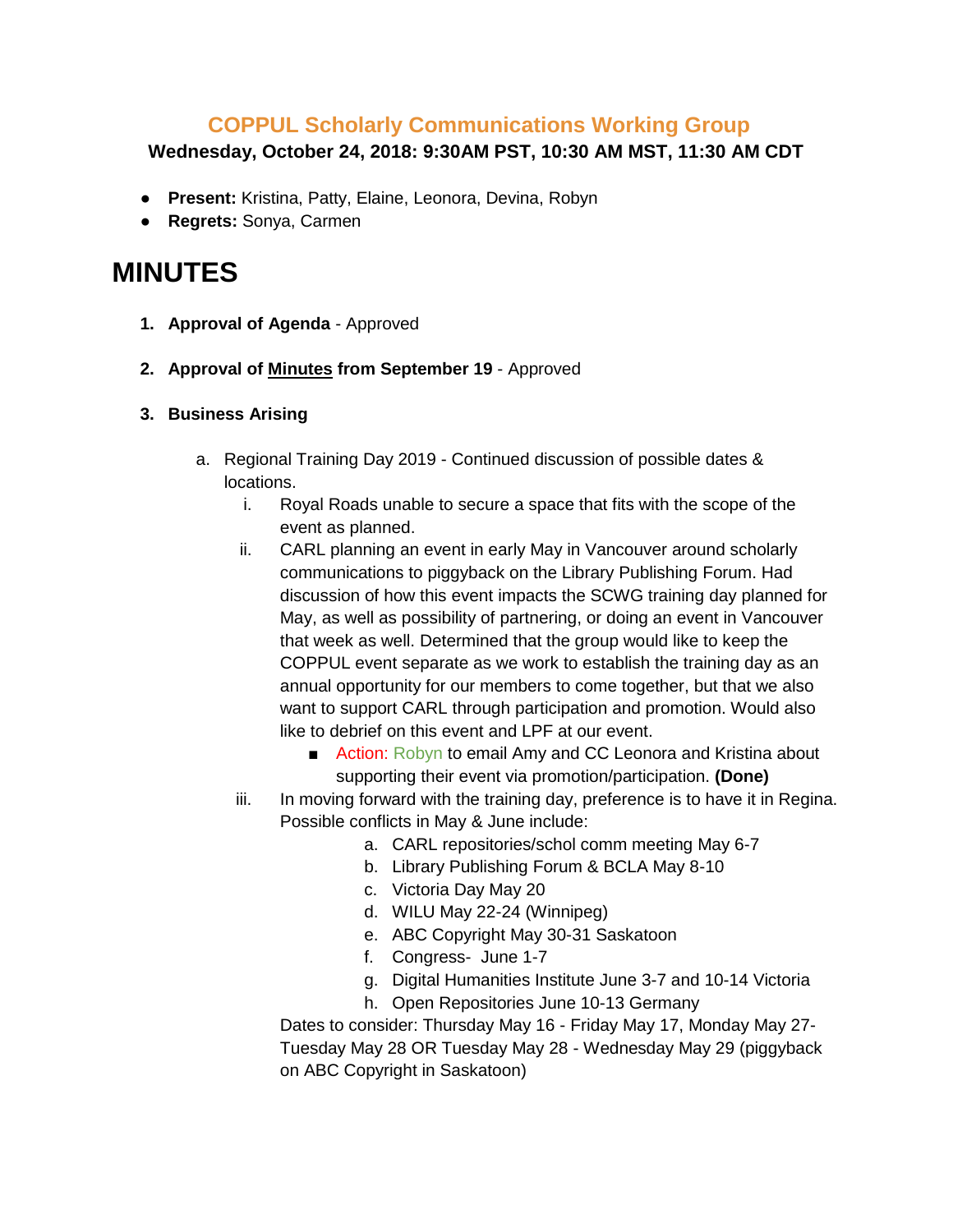## COPPUL Scholarly Communications Working Group

**Wednesday, October 24, 2018: 9:30AM PST, 10:30 AM MST, 11:30 AM CDT**

- **Present:** Kristina, Patty, Elaine, Leonora, Devina, Robyn
- **Regrets:** Sonya, Carmen

# MINUTES

1. **Approval of Agenda** - Approved

2. **Approval of Minutes from September 19** - Approved

3. **Business Arising**

    a. Regional Training Day 2019 - Continued discussion of possible dates & locations.

        i. Royal Roads unable to secure a space that fits with the scope of the event as planned.

        ii. CARL planning an event in early May in Vancouver around scholarly communications to piggyback on the Library Publishing Forum. Had discussion of how this event impacts the SCWG training day planned for May, as well as possibility of partnering, or doing an event in Vancouver that week as well. Determined that the group would like to keep the COPPUL event separate as we work to establish the training day as an annual opportunity for our members to come together, but that we also want to support CARL through participation and promotion. Would also like to debrief on this event and LPF at our event.

        - Action: Robyn to email Amy and CC Leonora and Kristina about supporting their event via promotion/participation. **(Done)**

        iii. In moving forward with the training day, preference is to have it in Regina. Possible conflicts in May & June include:

            a. CARL repositories/schol comm meeting May 6-7
            b. Library Publishing Forum & BCLA May 8-10
            c. Victoria Day May 20
            d. WILU May 22-24 (Winnipeg)
            e. ABC Copyright May 30-31 Saskatoon
            f. Congress- June 1-7
            g. Digital Humanities Institute June 3-7 and 10-14 Victoria
            h. Open Repositories June 10-13 Germany

        Dates to consider: Thursday May 16 - Friday May 17, Monday May 27-Tuesday May 28 OR Tuesday May 28 - Wednesday May 29 (piggyback on ABC Copyright in Saskatoon)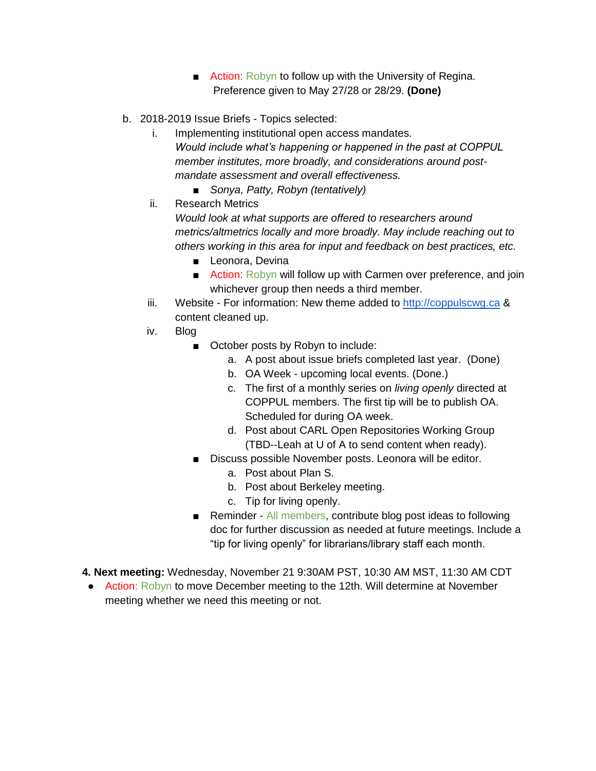- Action: Robyn to follow up with the University of Regina. Preference given to May 27/28 or 28/29. **(Done)**

b. 2018-2019 Issue Briefs - Topics selected:

   i. Implementing institutional open access mandates.
   *Would include what's happening or happened in the past at COPPUL member institutes, more broadly, and considerations around post-mandate assessment and overall effectiveness.*
      - *Sonya, Patty, Robyn (tentatively)*

   ii. Research Metrics
   *Would look at what supports are offered to researchers around metrics/altmetrics locally and more broadly. May include reaching out to others working in this area for input and feedback on best practices, etc.*
      - Leonora, Devina
      - Action: Robyn will follow up with Carmen over preference, and join whichever group then needs a third member.

   iii. Website - For information: New theme added to http://coppulscwg.ca & content cleaned up.

   iv. Blog
      - October posts by Robyn to include:
         a. A post about issue briefs completed last year. (Done)
         b. OA Week - upcoming local events. (Done.)
         c. The first of a monthly series on *living openly* directed at COPPUL members. The first tip will be to publish OA. Scheduled for during OA week.
         d. Post about CARL Open Repositories Working Group (TBD--Leah at U of A to send content when ready).
      - Discuss possible November posts. Leonora will be editor.
         a. Post about Plan S.
         b. Post about Berkeley meeting.
         c. Tip for living openly.
      - Reminder - All members, contribute blog post ideas to following doc for further discussion as needed at future meetings. Include a "tip for living openly" for librarians/library staff each month.

**4. Next meeting:** Wednesday, November 21 9:30AM PST, 10:30 AM MST, 11:30 AM CDT

- Action: Robyn to move December meeting to the 12th. Will determine at November meeting whether we need this meeting or not.